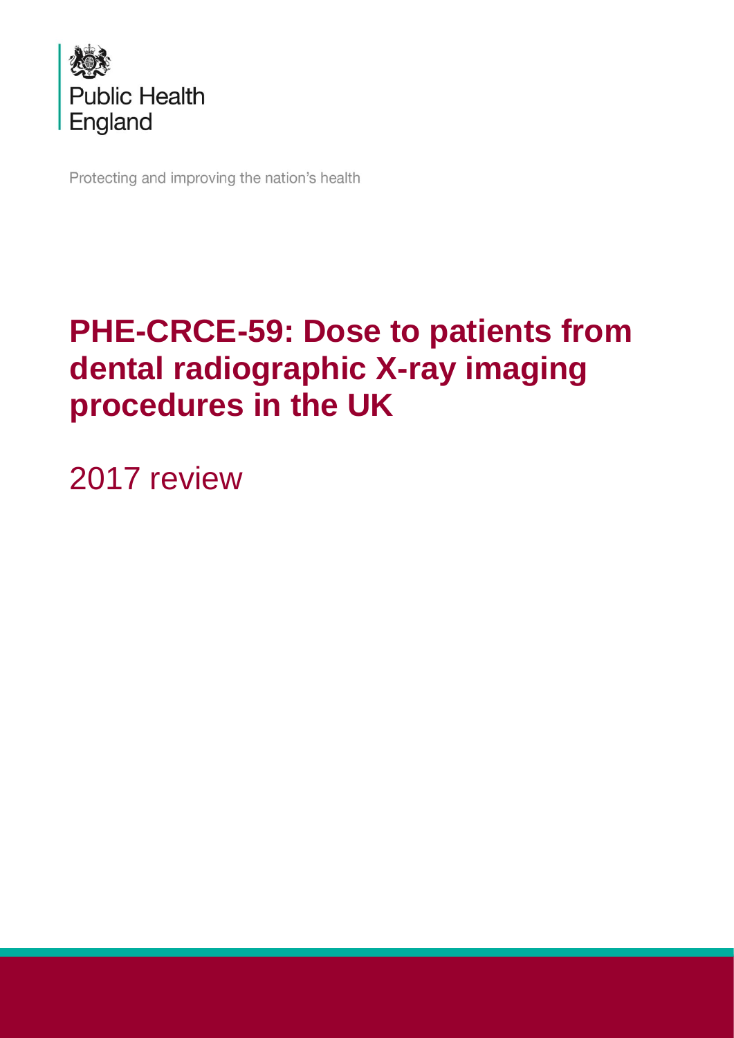Public Health England

Protecting and improving the nation's health

# PHE-CRCE-59: Dose to patients from dental radiographic X-ray imaging procedures in the UK

2017 review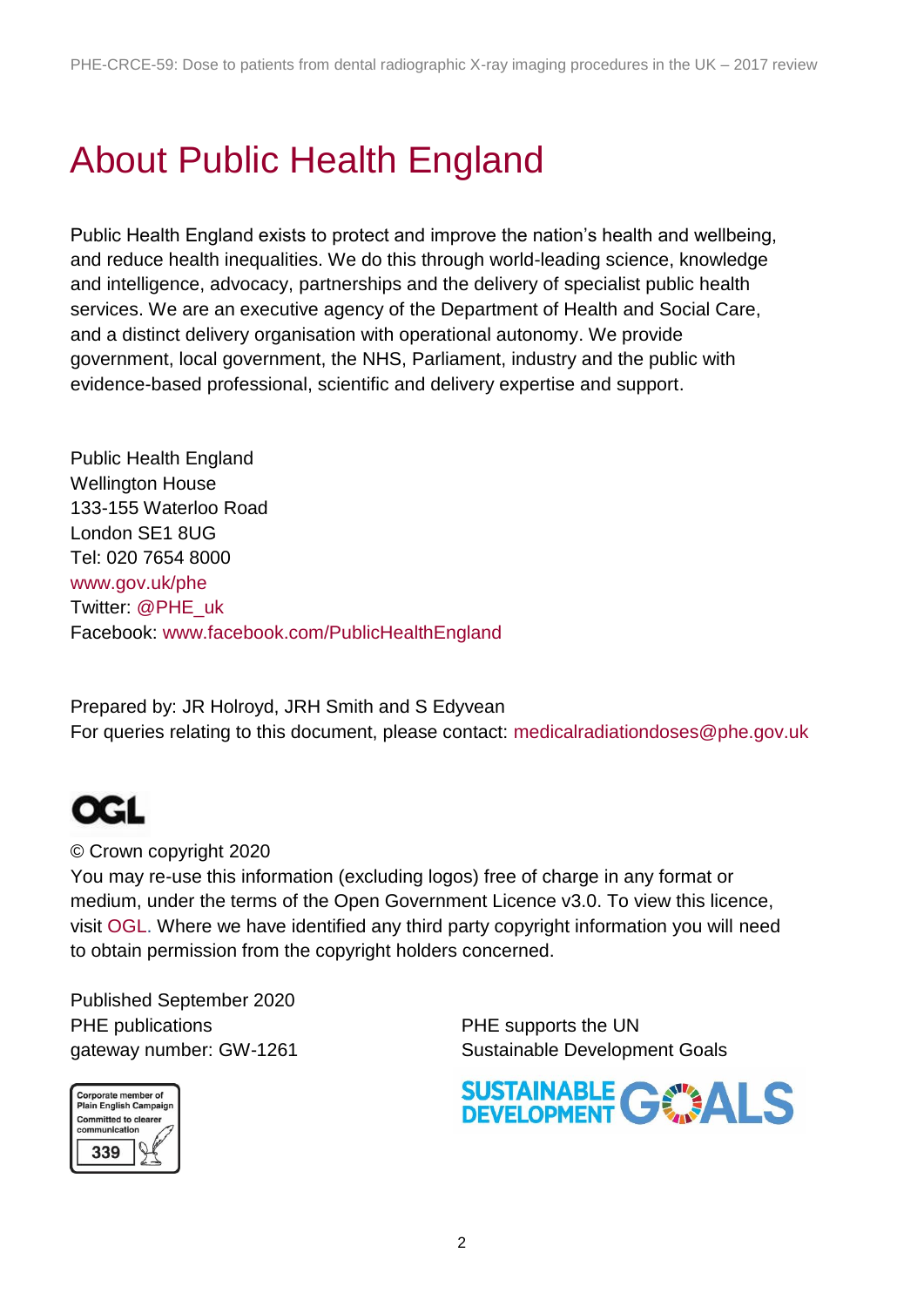# About Public Health England

Public Health England exists to protect and improve the nation's health and wellbeing, and reduce health inequalities. We do this through world-leading science, knowledge and intelligence, advocacy, partnerships and the delivery of specialist public health services. We are an executive agency of the Department of Health and Social Care, and a distinct delivery organisation with operational autonomy. We provide government, local government, the NHS, Parliament, industry and the public with evidence-based professional, scientific and delivery expertise and support.

Public Health England
Wellington House
133-155 Waterloo Road
London SE1 8UG
Tel: 020 7654 8000
www.gov.uk/phe
Twitter: @PHE_uk
Facebook: www.facebook.com/PublicHealthEngland

Prepared by: JR Holroyd, JRH Smith and S Edyvean
For queries relating to this document, please contact: medicalradiationdoses@phe.gov.uk

© Crown copyright 2020
You may re-use this information (excluding logos) free of charge in any format or medium, under the terms of the Open Government Licence v3.0. To view this licence, visit OGL. Where we have identified any third party copyright information you will need to obtain permission from the copyright holders concerned.

Published September 2020
PHE publications
gateway number: GW-1261

PHE supports the UN
Sustainable Development Goals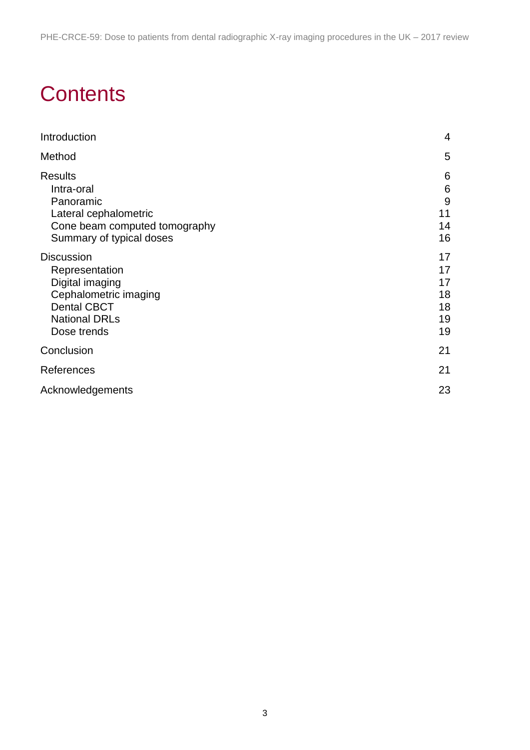# Contents

| | |
|---|---|
| Introduction | 4 |
| Method | 5 |
| Results | 6 |
| Intra-oral | 6 |
| Panoramic | 9 |
| Lateral cephalometric | 11 |
| Cone beam computed tomography | 14 |
| Summary of typical doses | 16 |
| Discussion | 17 |
| Representation | 17 |
| Digital imaging | 17 |
| Cephalometric imaging | 18 |
| Dental CBCT | 18 |
| National DRLs | 19 |
| Dose trends | 19 |
| Conclusion | 21 |
| References | 21 |
| Acknowledgements | 23 |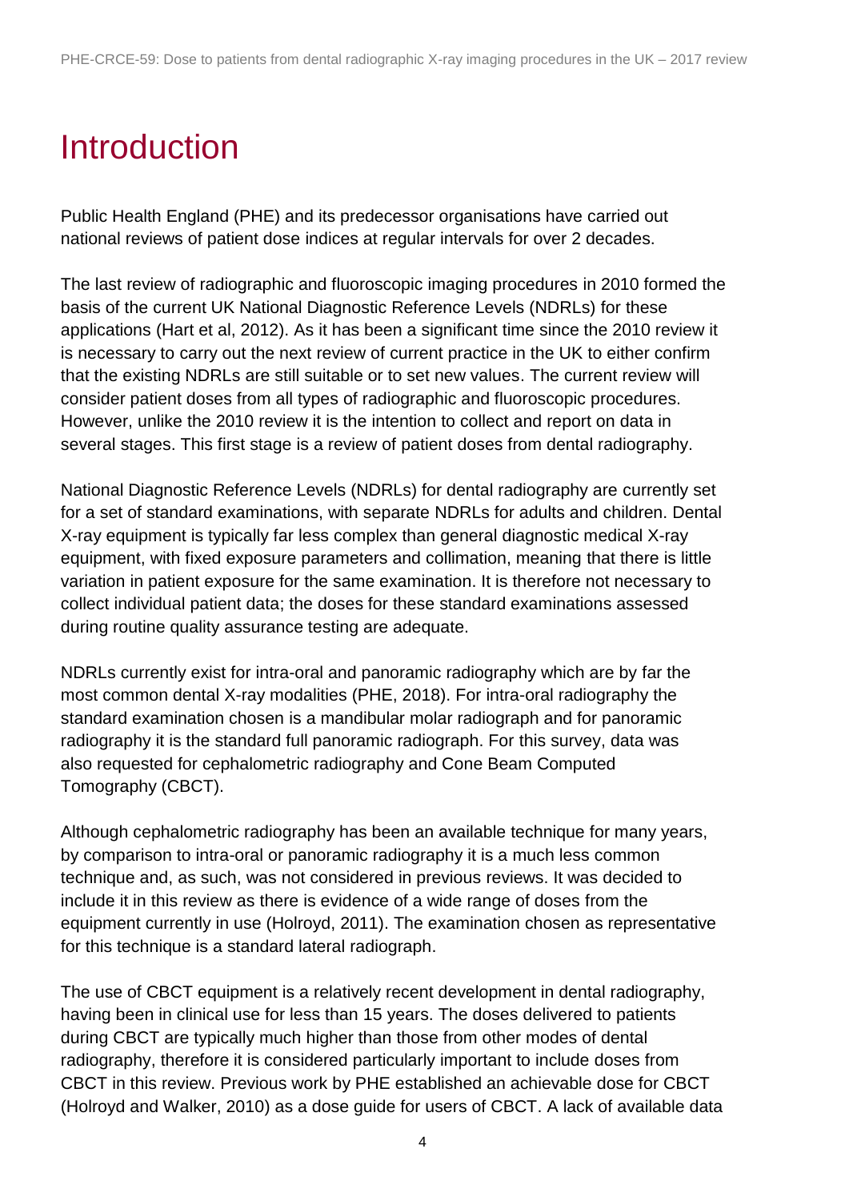# Introduction

Public Health England (PHE) and its predecessor organisations have carried out national reviews of patient dose indices at regular intervals for over 2 decades.

The last review of radiographic and fluoroscopic imaging procedures in 2010 formed the basis of the current UK National Diagnostic Reference Levels (NDRLs) for these applications (Hart et al, 2012). As it has been a significant time since the 2010 review it is necessary to carry out the next review of current practice in the UK to either confirm that the existing NDRLs are still suitable or to set new values. The current review will consider patient doses from all types of radiographic and fluoroscopic procedures. However, unlike the 2010 review it is the intention to collect and report on data in several stages. This first stage is a review of patient doses from dental radiography.

National Diagnostic Reference Levels (NDRLs) for dental radiography are currently set for a set of standard examinations, with separate NDRLs for adults and children. Dental X-ray equipment is typically far less complex than general diagnostic medical X-ray equipment, with fixed exposure parameters and collimation, meaning that there is little variation in patient exposure for the same examination. It is therefore not necessary to collect individual patient data; the doses for these standard examinations assessed during routine quality assurance testing are adequate.

NDRLs currently exist for intra-oral and panoramic radiography which are by far the most common dental X-ray modalities (PHE, 2018). For intra-oral radiography the standard examination chosen is a mandibular molar radiograph and for panoramic radiography it is the standard full panoramic radiograph. For this survey, data was also requested for cephalometric radiography and Cone Beam Computed Tomography (CBCT).

Although cephalometric radiography has been an available technique for many years, by comparison to intra-oral or panoramic radiography it is a much less common technique and, as such, was not considered in previous reviews. It was decided to include it in this review as there is evidence of a wide range of doses from the equipment currently in use (Holroyd, 2011). The examination chosen as representative for this technique is a standard lateral radiograph.

The use of CBCT equipment is a relatively recent development in dental radiography, having been in clinical use for less than 15 years. The doses delivered to patients during CBCT are typically much higher than those from other modes of dental radiography, therefore it is considered particularly important to include doses from CBCT in this review. Previous work by PHE established an achievable dose for CBCT (Holroyd and Walker, 2010) as a dose guide for users of CBCT. A lack of available data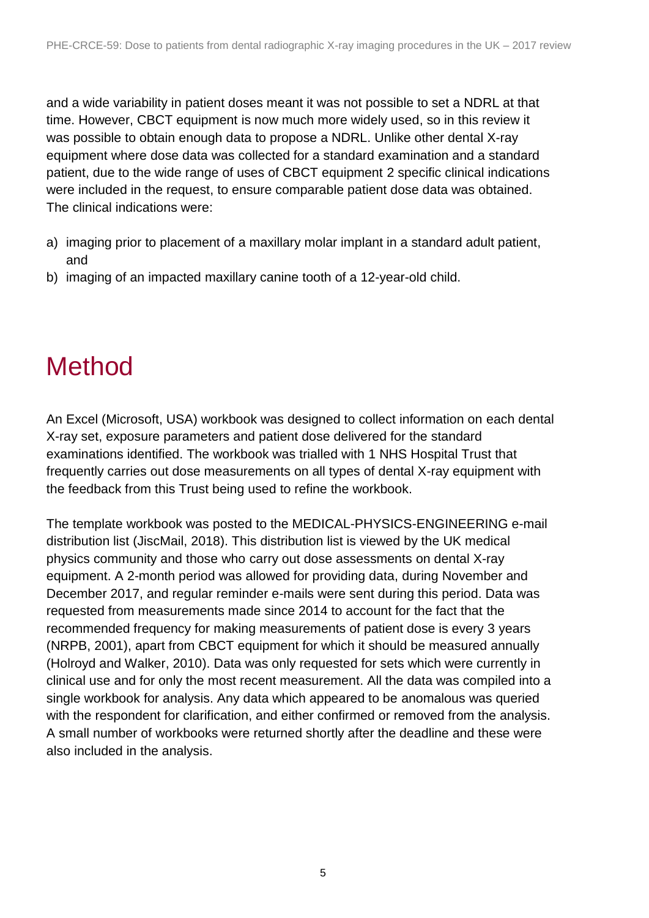and a wide variability in patient doses meant it was not possible to set a NDRL at that time. However, CBCT equipment is now much more widely used, so in this review it was possible to obtain enough data to propose a NDRL. Unlike other dental X-ray equipment where dose data was collected for a standard examination and a standard patient, due to the wide range of uses of CBCT equipment 2 specific clinical indications were included in the request, to ensure comparable patient dose data was obtained. The clinical indications were:

a) imaging prior to placement of a maxillary molar implant in a standard adult patient, and
b) imaging of an impacted maxillary canine tooth of a 12-year-old child.

# Method

An Excel (Microsoft, USA) workbook was designed to collect information on each dental X-ray set, exposure parameters and patient dose delivered for the standard examinations identified. The workbook was trialled with 1 NHS Hospital Trust that frequently carries out dose measurements on all types of dental X-ray equipment with the feedback from this Trust being used to refine the workbook.

The template workbook was posted to the MEDICAL-PHYSICS-ENGINEERING e-mail distribution list (JiscMail, 2018). This distribution list is viewed by the UK medical physics community and those who carry out dose assessments on dental X-ray equipment. A 2-month period was allowed for providing data, during November and December 2017, and regular reminder e-mails were sent during this period. Data was requested from measurements made since 2014 to account for the fact that the recommended frequency for making measurements of patient dose is every 3 years (NRPB, 2001), apart from CBCT equipment for which it should be measured annually (Holroyd and Walker, 2010). Data was only requested for sets which were currently in clinical use and for only the most recent measurement. All the data was compiled into a single workbook for analysis. Any data which appeared to be anomalous was queried with the respondent for clarification, and either confirmed or removed from the analysis. A small number of workbooks were returned shortly after the deadline and these were also included in the analysis.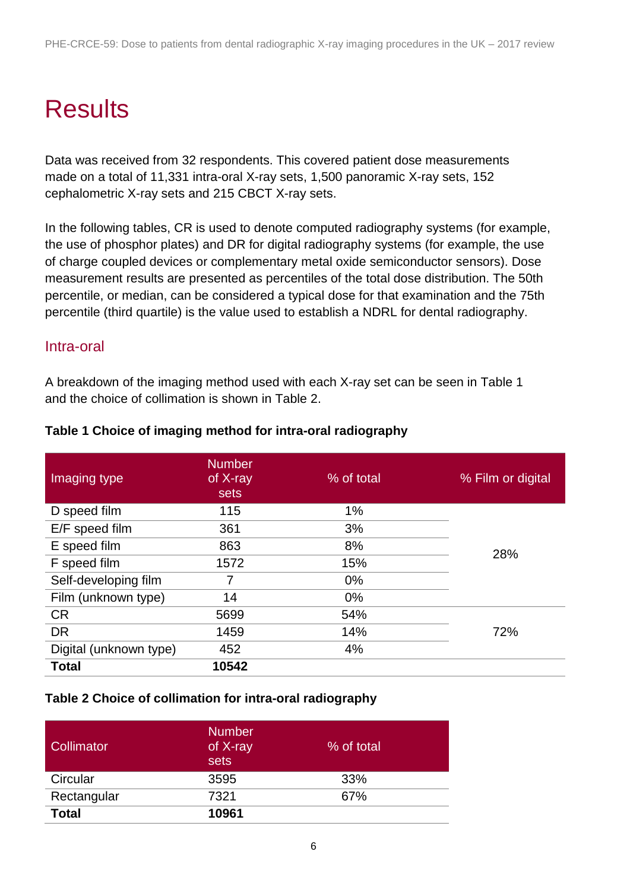# Results

Data was received from 32 respondents. This covered patient dose measurements made on a total of 11,331 intra-oral X-ray sets, 1,500 panoramic X-ray sets, 152 cephalometric X-ray sets and 215 CBCT X-ray sets.

In the following tables, CR is used to denote computed radiography systems (for example, the use of phosphor plates) and DR for digital radiography systems (for example, the use of charge coupled devices or complementary metal oxide semiconductor sensors). Dose measurement results are presented as percentiles of the total dose distribution. The 50th percentile, or median, can be considered a typical dose for that examination and the 75th percentile (third quartile) is the value used to establish a NDRL for dental radiography.

## Intra-oral

A breakdown of the imaging method used with each X-ray set can be seen in Table 1 and the choice of collimation is shown in Table 2.

**Table 1 Choice of imaging method for intra-oral radiography**

| Imaging type | Number of X-ray sets | % of total | % Film or digital |
|---|---|---|---|
| D speed film | 115 | 1% | 28% |
| E/F speed film | 361 | 3% | |
| E speed film | 863 | 8% | |
| F speed film | 1572 | 15% | |
| Self-developing film | 7 | 0% | |
| Film (unknown type) | 14 | 0% | |
| CR | 5699 | 54% | 72% |
| DR | 1459 | 14% | |
| Digital (unknown type) | 452 | 4% | |
| **Total** | **10542** | | |

**Table 2 Choice of collimation for intra-oral radiography**

| Collimator | Number of X-ray sets | % of total |
|---|---|---|
| Circular | 3595 | 33% |
| Rectangular | 7321 | 67% |
| **Total** | **10961** | |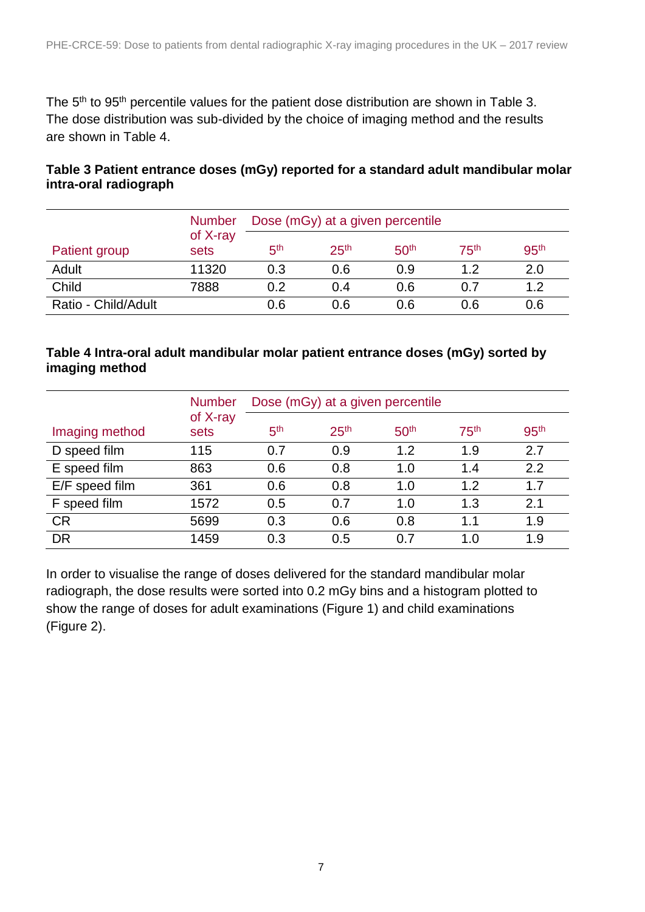The 5th to 95th percentile values for the patient dose distribution are shown in Table 3. The dose distribution was sub-divided by the choice of imaging method and the results are shown in Table 4.

**Table 3 Patient entrance doses (mGy) reported for a standard adult mandibular molar intra-oral radiograph**

| Patient group | Number of X-ray sets | Dose (mGy) at a given percentile | | | | |
|---|---|---|---|---|---|---|
| | | 5th | 25th | 50th | 75th | 95th |
| Adult | 11320 | 0.3 | 0.6 | 0.9 | 1.2 | 2.0 |
| Child | 7888 | 0.2 | 0.4 | 0.6 | 0.7 | 1.2 |
| Ratio - Child/Adult | | 0.6 | 0.6 | 0.6 | 0.6 | 0.6 |

**Table 4 Intra-oral adult mandibular molar patient entrance doses (mGy) sorted by imaging method**

| Imaging method | Number of X-ray sets | Dose (mGy) at a given percentile | | | | |
|---|---|---|---|---|---|---|
| | | 5th | 25th | 50th | 75th | 95th |
| D speed film | 115 | 0.7 | 0.9 | 1.2 | 1.9 | 2.7 |
| E speed film | 863 | 0.6 | 0.8 | 1.0 | 1.4 | 2.2 |
| E/F speed film | 361 | 0.6 | 0.8 | 1.0 | 1.2 | 1.7 |
| F speed film | 1572 | 0.5 | 0.7 | 1.0 | 1.3 | 2.1 |
| CR | 5699 | 0.3 | 0.6 | 0.8 | 1.1 | 1.9 |
| DR | 1459 | 0.3 | 0.5 | 0.7 | 1.0 | 1.9 |

In order to visualise the range of doses delivered for the standard mandibular molar radiograph, the dose results were sorted into 0.2 mGy bins and a histogram plotted to show the range of doses for adult examinations (Figure 1) and child examinations (Figure 2).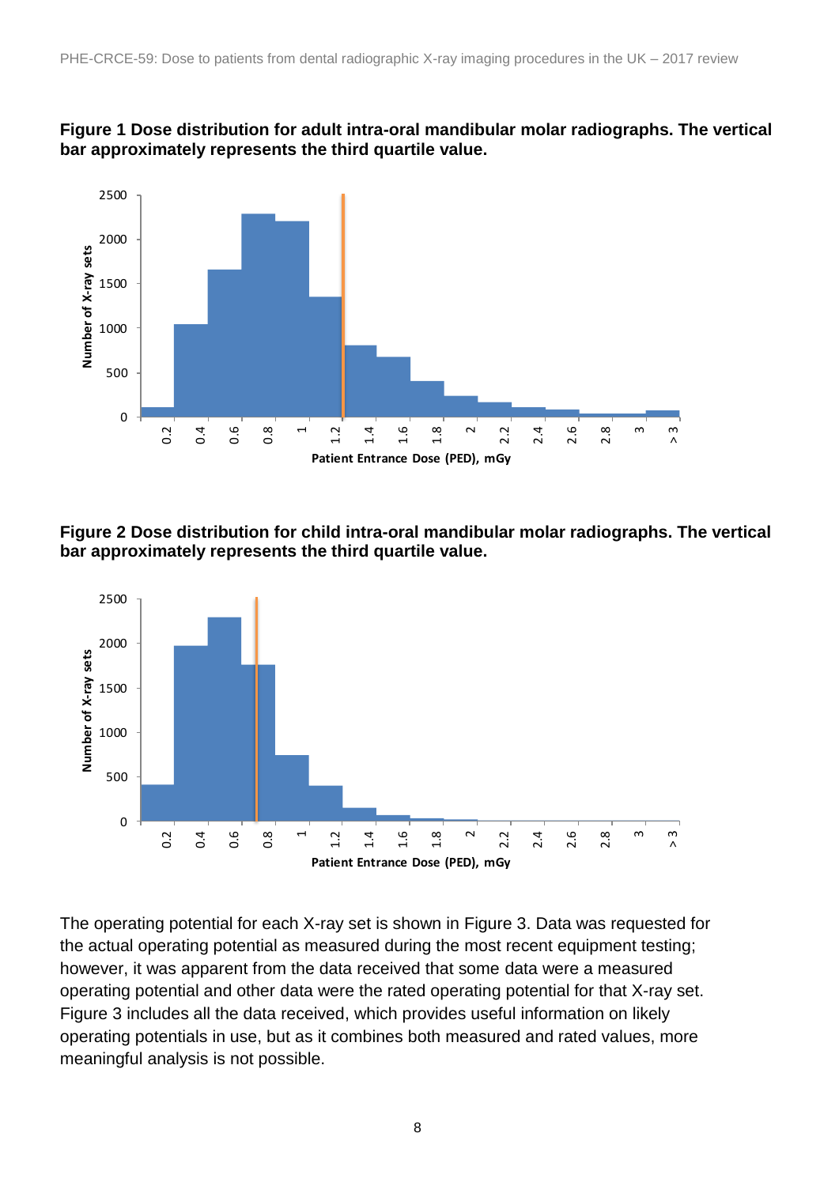**Figure 1 Dose distribution for adult intra-oral mandibular molar radiographs. The vertical bar approximately represents the third quartile value.**

**Figure 2 Dose distribution for child intra-oral mandibular molar radiographs. The vertical bar approximately represents the third quartile value.**

The operating potential for each X-ray set is shown in Figure 3. Data was requested for the actual operating potential as measured during the most recent equipment testing; however, it was apparent from the data received that some data were a measured operating potential and other data were the rated operating potential for that X-ray set. Figure 3 includes all the data received, which provides useful information on likely operating potentials in use, but as it combines both measured and rated values, more meaningful analysis is not possible.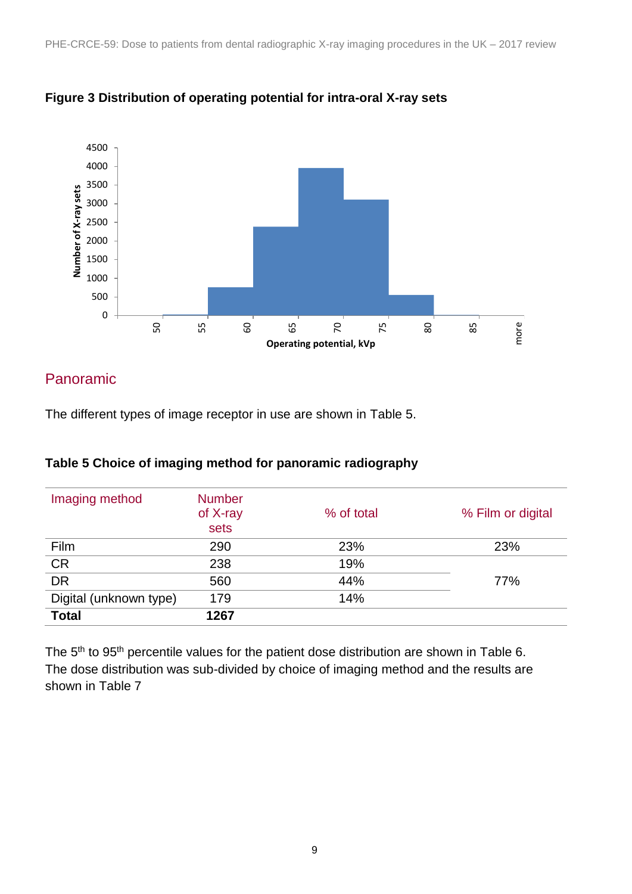**Figure 3 Distribution of operating potential for intra-oral X-ray sets**

## Panoramic

The different types of image receptor in use are shown in Table 5.

**Table 5 Choice of imaging method for panoramic radiography**

| Imaging method | Number of X-ray sets | % of total | % Film or digital |
|---|---|---|---|
| Film | 290 | 23% | 23% |
| CR | 238 | 19% | 77% |
| DR | 560 | 44% | |
| Digital (unknown type) | 179 | 14% | |
| **Total** | **1267** | | |

The 5th to 95th percentile values for the patient dose distribution are shown in Table 6. The dose distribution was sub-divided by choice of imaging method and the results are shown in Table 7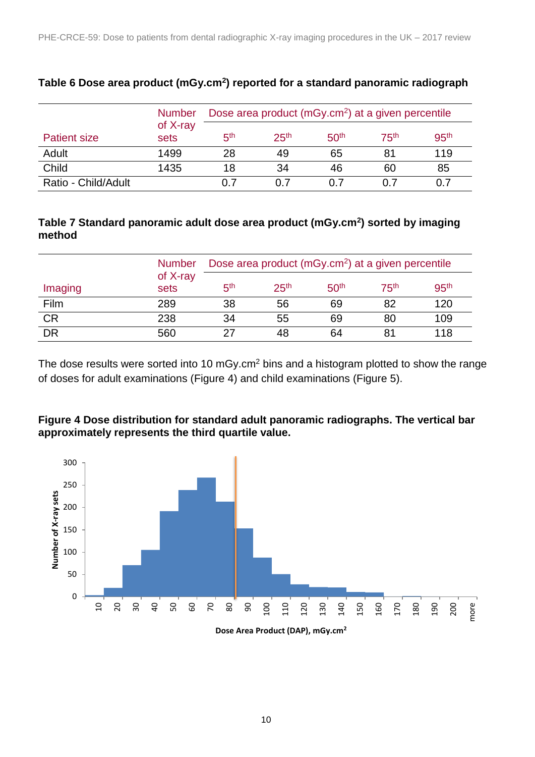**Table 6 Dose area product (mGy.cm²) reported for a standard panoramic radiograph**

| Patient size | Number of X-ray sets | Dose area product (mGy.cm²) at a given percentile | | | | |
|---|---|---|---|---|---|---|
| | | 5th | 25th | 50th | 75th | 95th |
| Adult | 1499 | 28 | 49 | 65 | 81 | 119 |
| Child | 1435 | 18 | 34 | 46 | 60 | 85 |
| Ratio - Child/Adult | | 0.7 | 0.7 | 0.7 | 0.7 | 0.7 |

**Table 7 Standard panoramic adult dose area product (mGy.cm²) sorted by imaging method**

| Imaging | Number of X-ray sets | Dose area product (mGy.cm²) at a given percentile | | | | |
|---|---|---|---|---|---|---|
| | | 5th | 25th | 50th | 75th | 95th |
| Film | 289 | 38 | 56 | 69 | 82 | 120 |
| CR | 238 | 34 | 55 | 69 | 80 | 109 |
| DR | 560 | 27 | 48 | 64 | 81 | 118 |

The dose results were sorted into 10 mGy.cm² bins and a histogram plotted to show the range of doses for adult examinations (Figure 4) and child examinations (Figure 5).

**Figure 4 Dose distribution for standard adult panoramic radiographs. The vertical bar approximately represents the third quartile value.**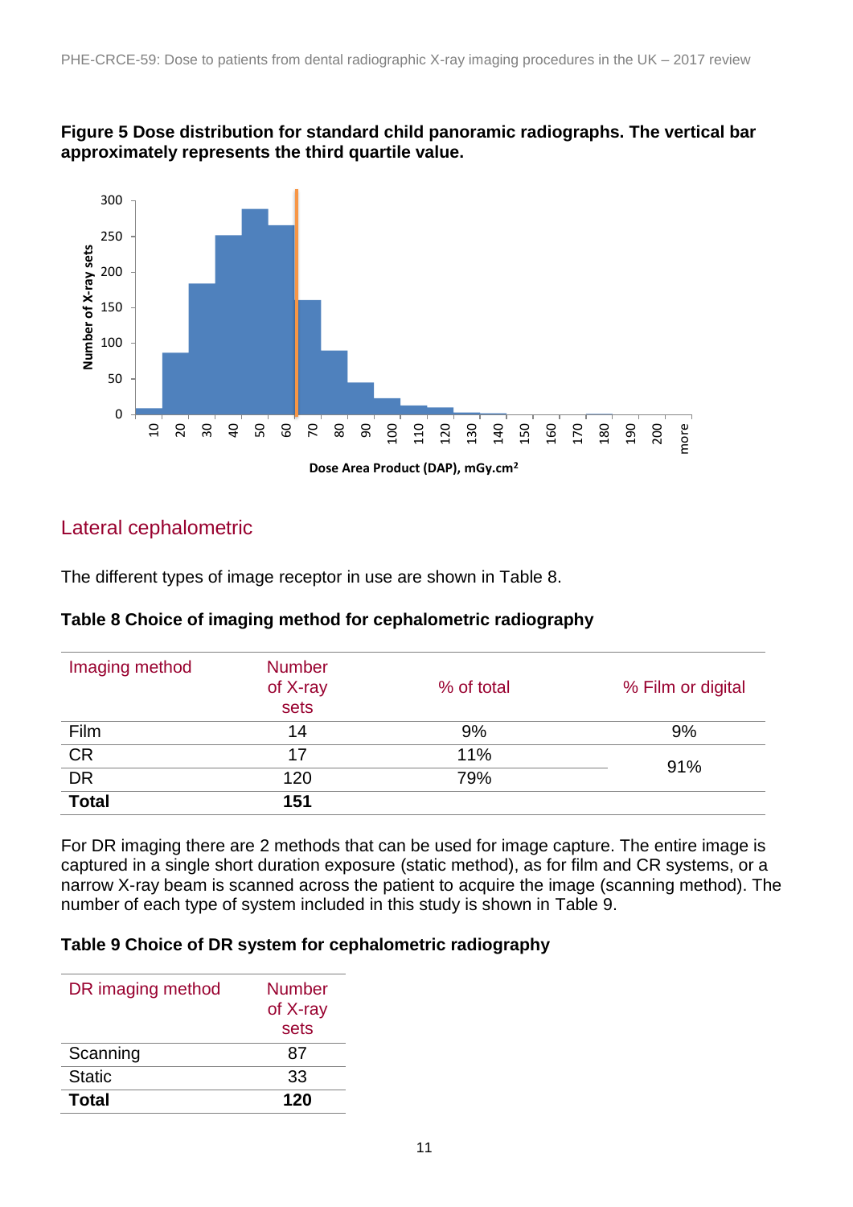**Figure 5 Dose distribution for standard child panoramic radiographs. The vertical bar approximately represents the third quartile value.**

## Lateral cephalometric

The different types of image receptor in use are shown in Table 8.

**Table 8 Choice of imaging method for cephalometric radiography**

| Imaging method | Number of X-ray sets | % of total | % Film or digital |
|---|---|---|---|
| Film | 14 | 9% | 9% |
| CR | 17 | 11% | 91% |
| DR | 120 | 79% | |
| **Total** | **151** | | |

For DR imaging there are 2 methods that can be used for image capture. The entire image is captured in a single short duration exposure (static method), as for film and CR systems, or a narrow X-ray beam is scanned across the patient to acquire the image (scanning method). The number of each type of system included in this study is shown in Table 9.

**Table 9 Choice of DR system for cephalometric radiography**

| DR imaging method | Number of X-ray sets |
|---|---|
| Scanning | 87 |
| Static | 33 |
| **Total** | **120** |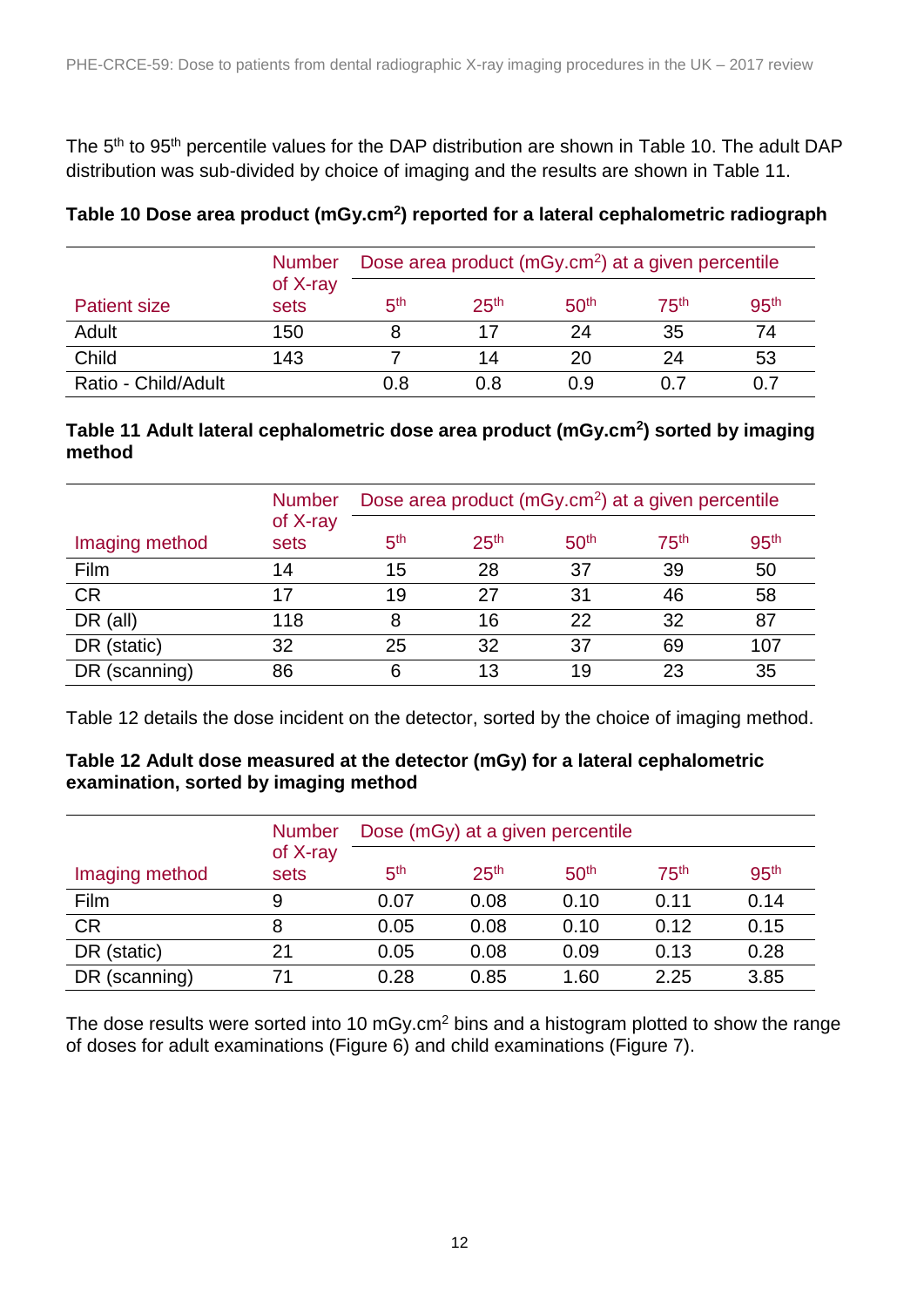The 5th to 95th percentile values for the DAP distribution are shown in Table 10. The adult DAP distribution was sub-divided by choice of imaging and the results are shown in Table 11.

**Table 10 Dose area product ($mGy.cm^2$) reported for a lateral cephalometric radiograph**

| Patient size | Number of X-ray sets | Dose area product ($mGy.cm^2$) at a given percentile | | | | |
|---|---|---|---|---|---|---|
| | | 5th | 25th | 50th | 75th | 95th |
| Adult | 150 | 8 | 17 | 24 | 35 | 74 |
| Child | 143 | 7 | 14 | 20 | 24 | 53 |
| Ratio - Child/Adult | | 0.8 | 0.8 | 0.9 | 0.7 | 0.7 |

**Table 11 Adult lateral cephalometric dose area product ($mGy.cm^2$) sorted by imaging method**

| Imaging method | Number of X-ray sets | Dose area product ($mGy.cm^2$) at a given percentile | | | | |
|---|---|---|---|---|---|---|
| | | 5th | 25th | 50th | 75th | 95th |
| Film | 14 | 15 | 28 | 37 | 39 | 50 |
| CR | 17 | 19 | 27 | 31 | 46 | 58 |
| DR (all) | 118 | 8 | 16 | 22 | 32 | 87 |
| DR (static) | 32 | 25 | 32 | 37 | 69 | 107 |
| DR (scanning) | 86 | 6 | 13 | 19 | 23 | 35 |

Table 12 details the dose incident on the detector, sorted by the choice of imaging method.

**Table 12 Adult dose measured at the detector (mGy) for a lateral cephalometric examination, sorted by imaging method**

| Imaging method | Number of X-ray sets | Dose (mGy) at a given percentile | | | | |
|---|---|---|---|---|---|---|
| | | 5th | 25th | 50th | 75th | 95th |
| Film | 9 | 0.07 | 0.08 | 0.10 | 0.11 | 0.14 |
| CR | 8 | 0.05 | 0.08 | 0.10 | 0.12 | 0.15 |
| DR (static) | 21 | 0.05 | 0.08 | 0.09 | 0.13 | 0.28 |
| DR (scanning) | 71 | 0.28 | 0.85 | 1.60 | 2.25 | 3.85 |

The dose results were sorted into 10 $mGy.cm^2$ bins and a histogram plotted to show the range of doses for adult examinations (Figure 6) and child examinations (Figure 7).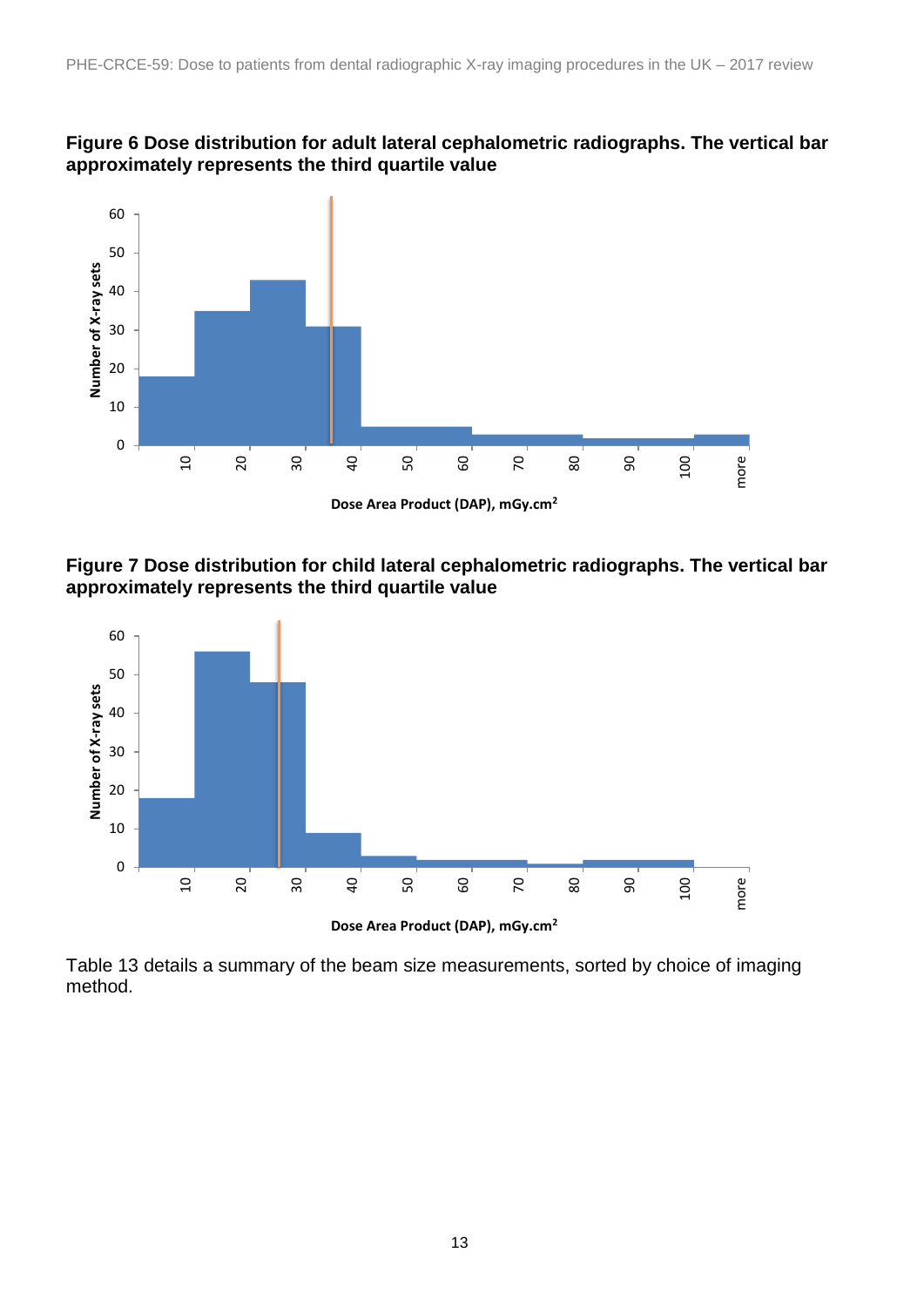**Figure 6 Dose distribution for adult lateral cephalometric radiographs. The vertical bar approximately represents the third quartile value**

**Figure 7 Dose distribution for child lateral cephalometric radiographs. The vertical bar approximately represents the third quartile value**

Table 13 details a summary of the beam size measurements, sorted by choice of imaging method.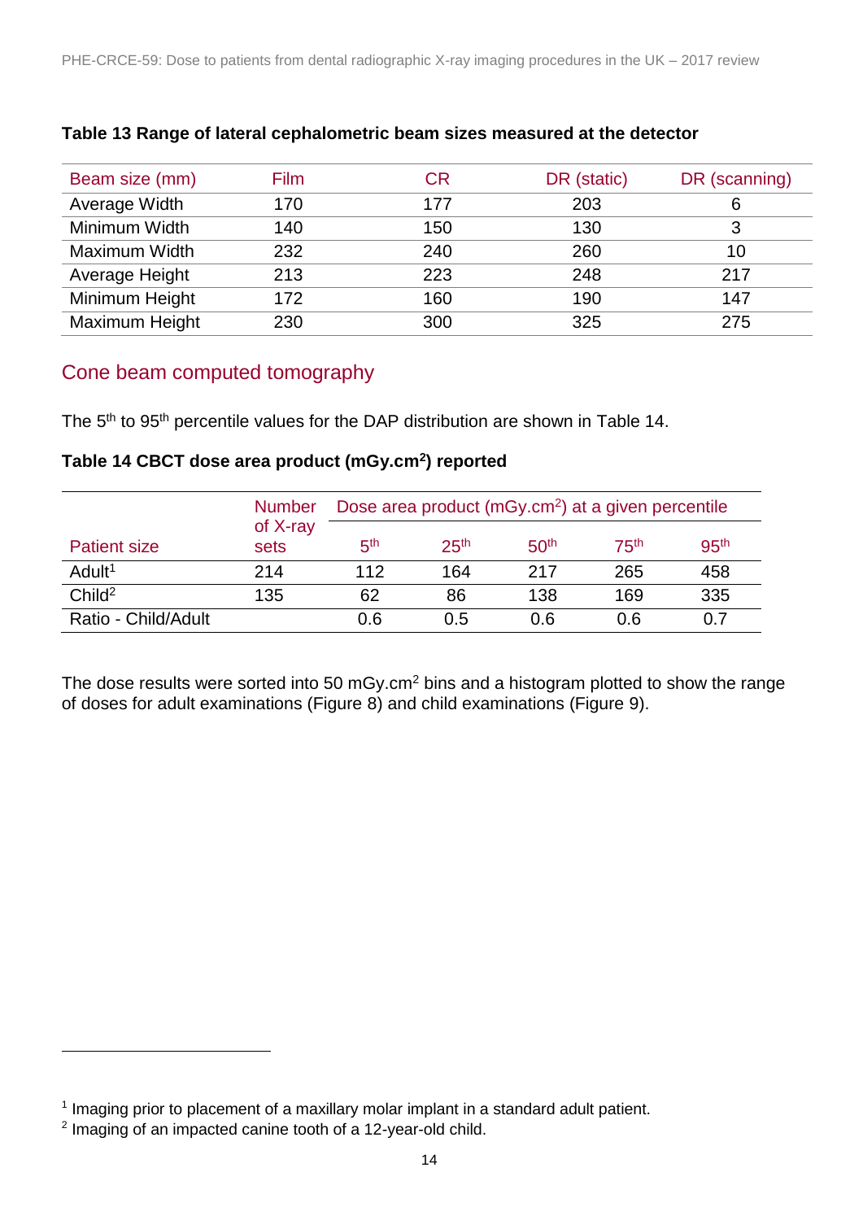**Table 13 Range of lateral cephalometric beam sizes measured at the detector**

| Beam size (mm) | Film | CR | DR (static) | DR (scanning) |
|---|---|---|---|---|
| Average Width | 170 | 177 | 203 | 6 |
| Minimum Width | 140 | 150 | 130 | 3 |
| Maximum Width | 232 | 240 | 260 | 10 |
| Average Height | 213 | 223 | 248 | 217 |
| Minimum Height | 172 | 160 | 190 | 147 |
| Maximum Height | 230 | 300 | 325 | 275 |

## Cone beam computed tomography

The 5th to 95th percentile values for the DAP distribution are shown in Table 14.

**Table 14 CBCT dose area product (mGy.cm$^2$) reported**

| Patient size | Number of X-ray sets | Dose area product (mGy.cm$^2$) at a given percentile | | | | |
|---|---|---|---|---|---|---|
| | | 5th | 25th | 50th | 75th | 95th |
| Adult[1] | 214 | 112 | 164 | 217 | 265 | 458 |
| Child[2] | 135 | 62 | 86 | 138 | 169 | 335 |
| Ratio - Child/Adult | | 0.6 | 0.5 | 0.6 | 0.6 | 0.7 |

The dose results were sorted into 50 mGy.cm$^2$ bins and a histogram plotted to show the range of doses for adult examinations (Figure 8) and child examinations (Figure 9).

[1] Imaging prior to placement of a maxillary molar implant in a standard adult patient.
[2] Imaging of an impacted canine tooth of a 12-year-old child.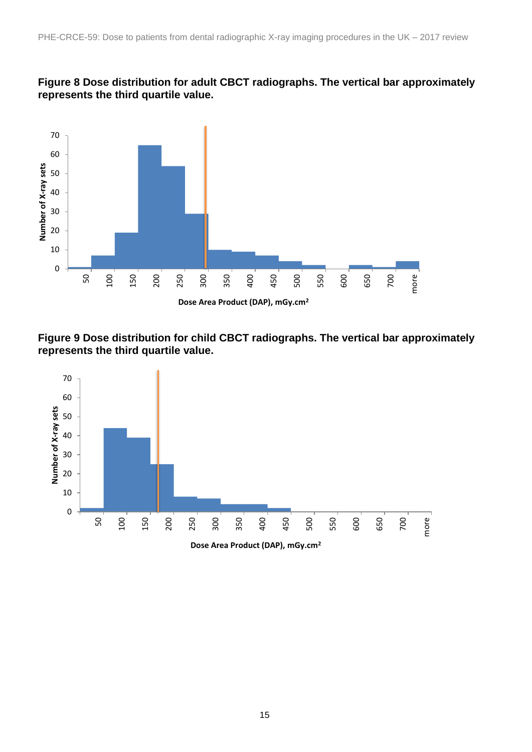**Figure 8 Dose distribution for adult CBCT radiographs. The vertical bar approximately represents the third quartile value.**

**Figure 9 Dose distribution for child CBCT radiographs. The vertical bar approximately represents the third quartile value.**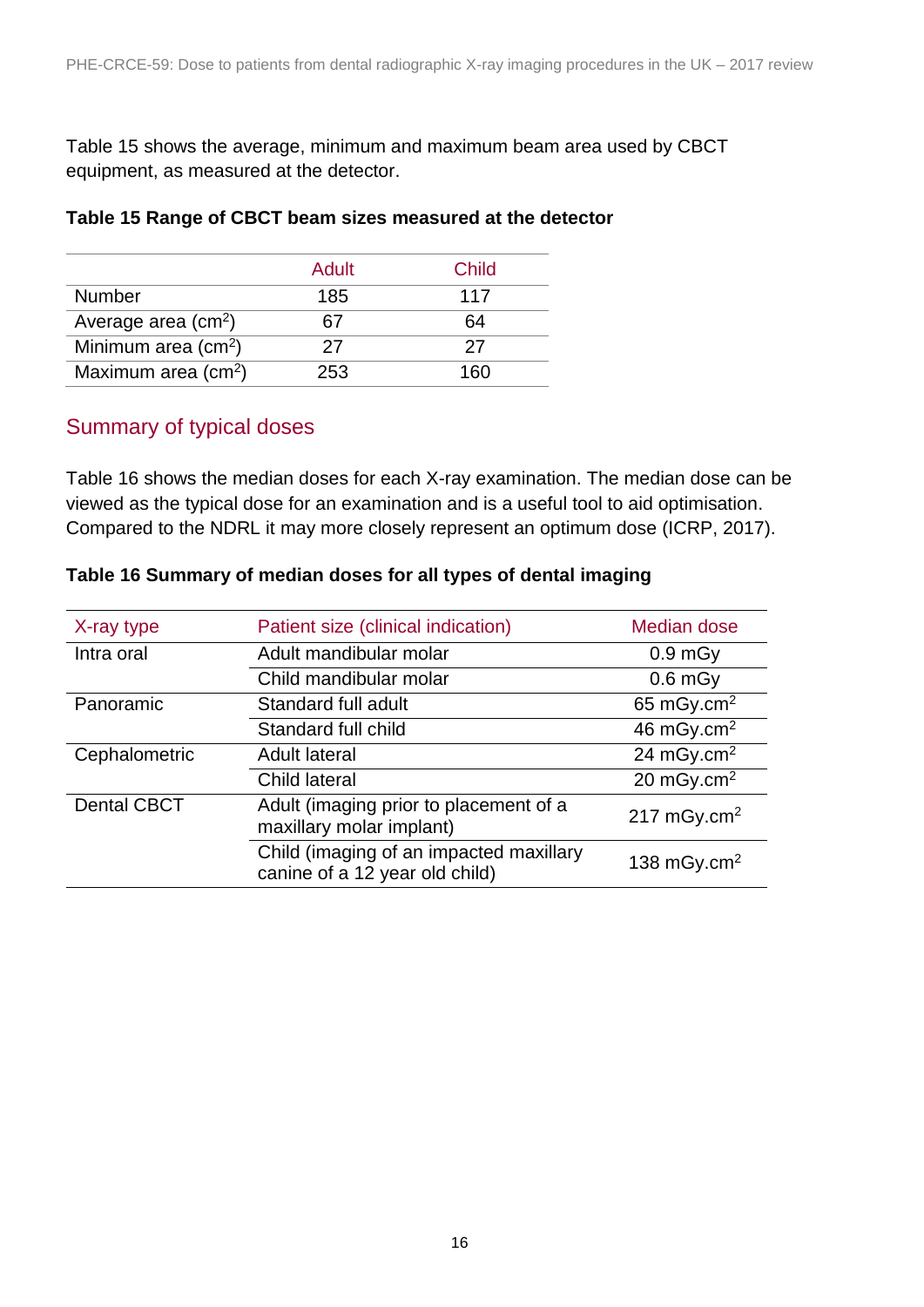Table 15 shows the average, minimum and maximum beam area used by CBCT equipment, as measured at the detector.

**Table 15 Range of CBCT beam sizes measured at the detector**

| | Adult | Child |
|---|---|---|
| Number | 185 | 117 |
| Average area ($cm^2$) | 67 | 64 |
| Minimum area ($cm^2$) | 27 | 27 |
| Maximum area ($cm^2$) | 253 | 160 |

## Summary of typical doses

Table 16 shows the median doses for each X-ray examination. The median dose can be viewed as the typical dose for an examination and is a useful tool to aid optimisation. Compared to the NDRL it may more closely represent an optimum dose (ICRP, 2017).

**Table 16 Summary of median doses for all types of dental imaging**

| X-ray type | Patient size (clinical indication) | Median dose |
|---|---|---|
| Intra oral | Adult mandibular molar | 0.9 mGy |
| | Child mandibular molar | 0.6 mGy |
| Panoramic | Standard full adult | 65 mGy.$cm^2$ |
| | Standard full child | 46 mGy.$cm^2$ |
| Cephalometric | Adult lateral | 24 mGy.$cm^2$ |
| | Child lateral | 20 mGy.$cm^2$ |
| Dental CBCT | Adult (imaging prior to placement of a maxillary molar implant) | 217 mGy.$cm^2$ |
| | Child (imaging of an impacted maxillary canine of a 12 year old child) | 138 mGy.$cm^2$ |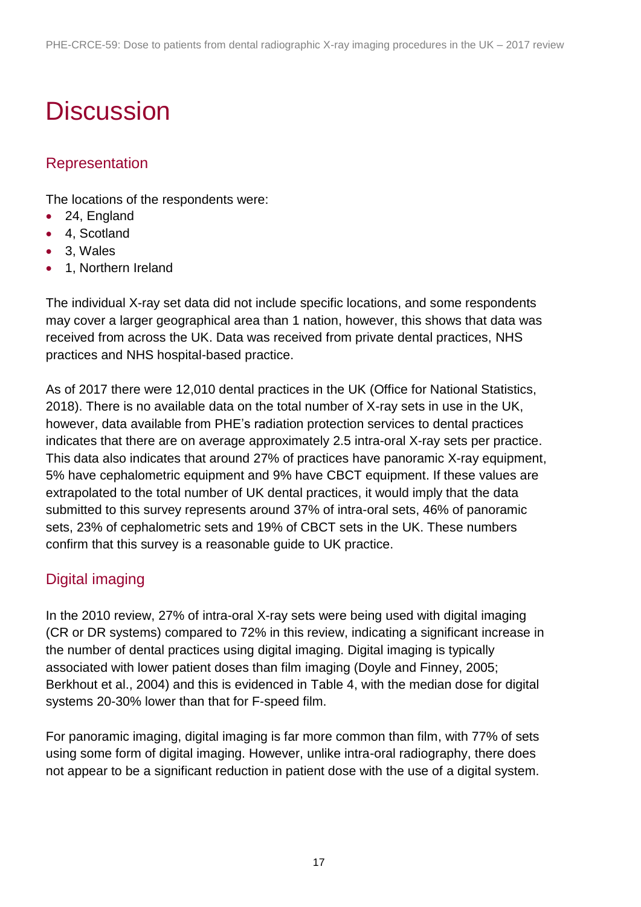# Discussion

## Representation

The locations of the respondents were:

- 24, England
- 4, Scotland
- 3, Wales
- 1, Northern Ireland

The individual X-ray set data did not include specific locations, and some respondents may cover a larger geographical area than 1 nation, however, this shows that data was received from across the UK. Data was received from private dental practices, NHS practices and NHS hospital-based practice.

As of 2017 there were 12,010 dental practices in the UK (Office for National Statistics, 2018). There is no available data on the total number of X-ray sets in use in the UK, however, data available from PHE's radiation protection services to dental practices indicates that there are on average approximately 2.5 intra-oral X-ray sets per practice. This data also indicates that around 27% of practices have panoramic X-ray equipment, 5% have cephalometric equipment and 9% have CBCT equipment. If these values are extrapolated to the total number of UK dental practices, it would imply that the data submitted to this survey represents around 37% of intra-oral sets, 46% of panoramic sets, 23% of cephalometric sets and 19% of CBCT sets in the UK. These numbers confirm that this survey is a reasonable guide to UK practice.

## Digital imaging

In the 2010 review, 27% of intra-oral X-ray sets were being used with digital imaging (CR or DR systems) compared to 72% in this review, indicating a significant increase in the number of dental practices using digital imaging. Digital imaging is typically associated with lower patient doses than film imaging (Doyle and Finney, 2005; Berkhout et al., 2004) and this is evidenced in Table 4, with the median dose for digital systems 20-30% lower than that for F-speed film.

For panoramic imaging, digital imaging is far more common than film, with 77% of sets using some form of digital imaging. However, unlike intra-oral radiography, there does not appear to be a significant reduction in patient dose with the use of a digital system.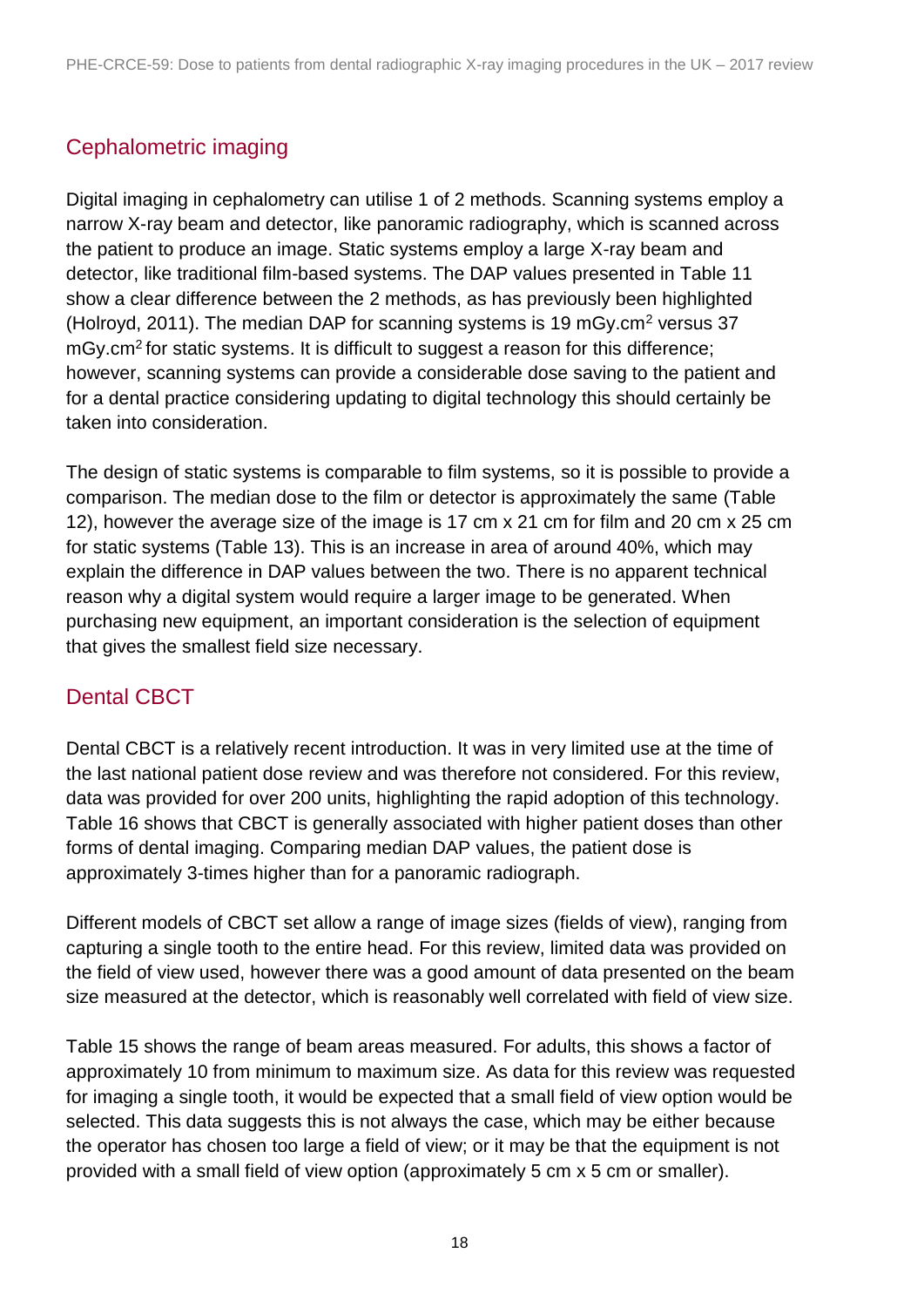## Cephalometric imaging

Digital imaging in cephalometry can utilise 1 of 2 methods. Scanning systems employ a narrow X-ray beam and detector, like panoramic radiography, which is scanned across the patient to produce an image. Static systems employ a large X-ray beam and detector, like traditional film-based systems. The DAP values presented in Table 11 show a clear difference between the 2 methods, as has previously been highlighted (Holroyd, 2011). The median DAP for scanning systems is 19 mGy.cm$^2$ versus 37 mGy.cm$^2$ for static systems. It is difficult to suggest a reason for this difference; however, scanning systems can provide a considerable dose saving to the patient and for a dental practice considering updating to digital technology this should certainly be taken into consideration.

The design of static systems is comparable to film systems, so it is possible to provide a comparison. The median dose to the film or detector is approximately the same (Table 12), however the average size of the image is 17 cm x 21 cm for film and 20 cm x 25 cm for static systems (Table 13). This is an increase in area of around 40%, which may explain the difference in DAP values between the two. There is no apparent technical reason why a digital system would require a larger image to be generated. When purchasing new equipment, an important consideration is the selection of equipment that gives the smallest field size necessary.

## Dental CBCT

Dental CBCT is a relatively recent introduction. It was in very limited use at the time of the last national patient dose review and was therefore not considered. For this review, data was provided for over 200 units, highlighting the rapid adoption of this technology. Table 16 shows that CBCT is generally associated with higher patient doses than other forms of dental imaging. Comparing median DAP values, the patient dose is approximately 3-times higher than for a panoramic radiograph.

Different models of CBCT set allow a range of image sizes (fields of view), ranging from capturing a single tooth to the entire head. For this review, limited data was provided on the field of view used, however there was a good amount of data presented on the beam size measured at the detector, which is reasonably well correlated with field of view size.

Table 15 shows the range of beam areas measured. For adults, this shows a factor of approximately 10 from minimum to maximum size. As data for this review was requested for imaging a single tooth, it would be expected that a small field of view option would be selected. This data suggests this is not always the case, which may be either because the operator has chosen too large a field of view; or it may be that the equipment is not provided with a small field of view option (approximately 5 cm x 5 cm or smaller).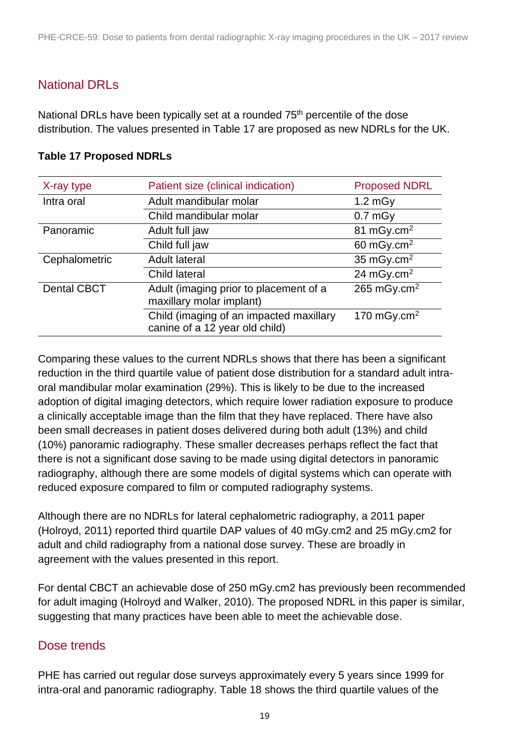## National DRLs

National DRLs have been typically set at a rounded 75th percentile of the dose distribution. The values presented in Table 17 are proposed as new NDRLs for the UK.

**Table 17 Proposed NDRLs**

| X-ray type | Patient size (clinical indication) | Proposed NDRL |
|---|---|---|
| Intra oral | Adult mandibular molar | 1.2 mGy |
| | Child mandibular molar | 0.7 mGy |
| Panoramic | Adult full jaw | 81 mGy.cm$^2$ |
| | Child full jaw | 60 mGy.cm$^2$ |
| Cephalometric | Adult lateral | 35 mGy.cm$^2$ |
| | Child lateral | 24 mGy.cm$^2$ |
| Dental CBCT | Adult (imaging prior to placement of a maxillary molar implant) | 265 mGy.cm$^2$ |
| | Child (imaging of an impacted maxillary canine of a 12 year old child) | 170 mGy.cm$^2$ |

Comparing these values to the current NDRLs shows that there has been a significant reduction in the third quartile value of patient dose distribution for a standard adult intra-oral mandibular molar examination (29%). This is likely to be due to the increased adoption of digital imaging detectors, which require lower radiation exposure to produce a clinically acceptable image than the film that they have replaced. There have also been small decreases in patient doses delivered during both adult (13%) and child (10%) panoramic radiography. These smaller decreases perhaps reflect the fact that there is not a significant dose saving to be made using digital detectors in panoramic radiography, although there are some models of digital systems which can operate with reduced exposure compared to film or computed radiography systems.

Although there are no NDRLs for lateral cephalometric radiography, a 2011 paper (Holroyd, 2011) reported third quartile DAP values of 40 mGy.cm2 and 25 mGy.cm2 for adult and child radiography from a national dose survey. These are broadly in agreement with the values presented in this report.

For dental CBCT an achievable dose of 250 mGy.cm2 has previously been recommended for adult imaging (Holroyd and Walker, 2010). The proposed NDRL in this paper is similar, suggesting that many practices have been able to meet the achievable dose.

## Dose trends

PHE has carried out regular dose surveys approximately every 5 years since 1999 for intra-oral and panoramic radiography. Table 18 shows the third quartile values of the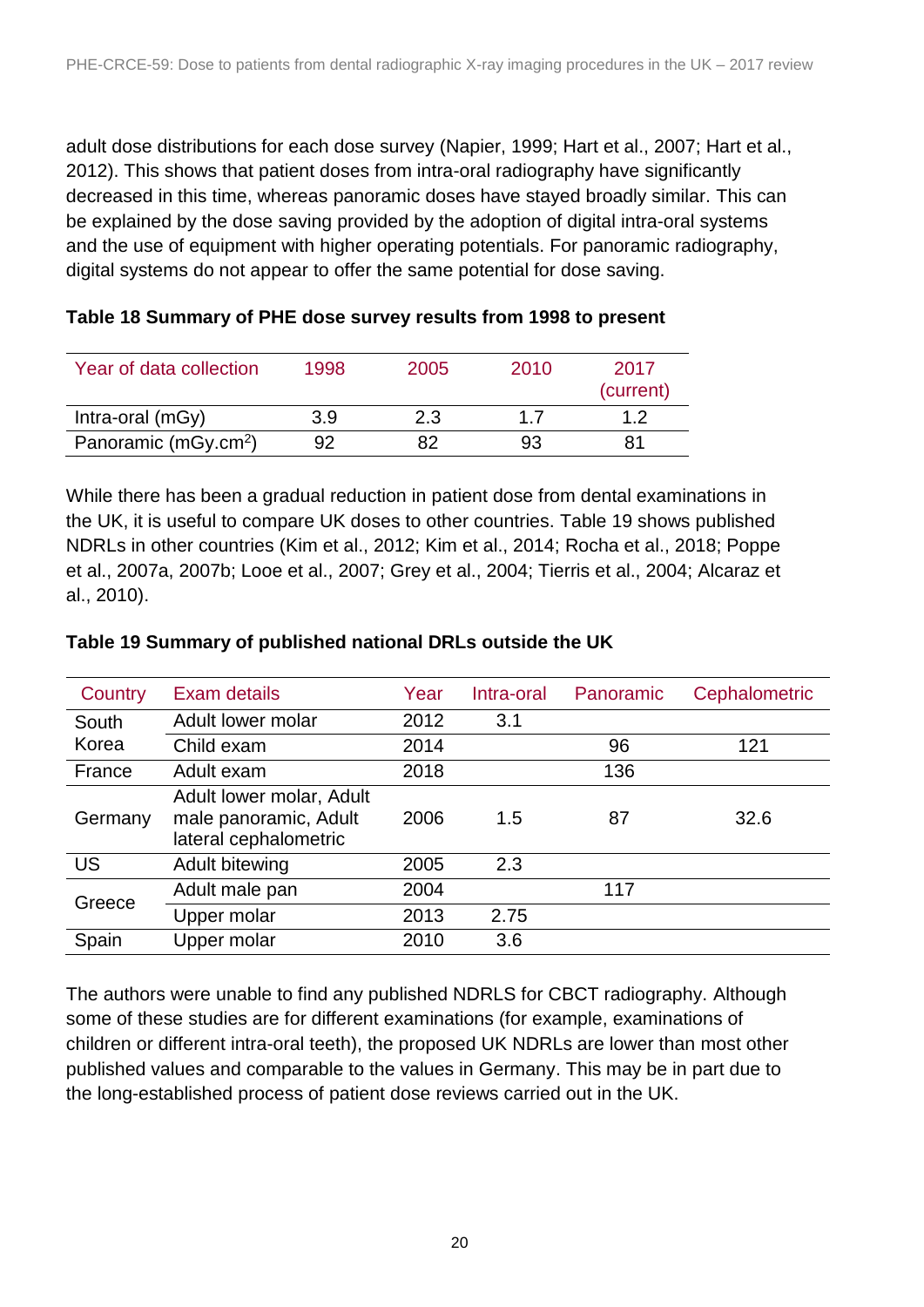adult dose distributions for each dose survey (Napier, 1999; Hart et al., 2007; Hart et al., 2012). This shows that patient doses from intra-oral radiography have significantly decreased in this time, whereas panoramic doses have stayed broadly similar. This can be explained by the dose saving provided by the adoption of digital intra-oral systems and the use of equipment with higher operating potentials. For panoramic radiography, digital systems do not appear to offer the same potential for dose saving.

**Table 18 Summary of PHE dose survey results from 1998 to present**

| Year of data collection | 1998 | 2005 | 2010 | 2017 (current) |
|---|---|---|---|---|
| Intra-oral (mGy) | 3.9 | 2.3 | 1.7 | 1.2 |
| Panoramic ($mGy.cm^2$) | 92 | 82 | 93 | 81 |

While there has been a gradual reduction in patient dose from dental examinations in the UK, it is useful to compare UK doses to other countries. Table 19 shows published NDRLs in other countries (Kim et al., 2012; Kim et al., 2014; Rocha et al., 2018; Poppe et al., 2007a, 2007b; Looe et al., 2007; Grey et al., 2004; Tierris et al., 2004; Alcaraz et al., 2010).

**Table 19 Summary of published national DRLs outside the UK**

| Country | Exam details | Year | Intra-oral | Panoramic | Cephalometric |
|---|---|---|---|---|---|
| South Korea | Adult lower molar | 2012 | 3.1 | | |
| | Child exam | 2014 | | 96 | 121 |
| France | Adult exam | 2018 | | 136 | |
| Germany | Adult lower molar, Adult male panoramic, Adult lateral cephalometric | 2006 | 1.5 | 87 | 32.6 |
| US | Adult bitewing | 2005 | 2.3 | | |
| Greece | Adult male pan | 2004 | | 117 | |
| | Upper molar | 2013 | 2.75 | | |
| Spain | Upper molar | 2010 | 3.6 | | |

The authors were unable to find any published NDRLS for CBCT radiography. Although some of these studies are for different examinations (for example, examinations of children or different intra-oral teeth), the proposed UK NDRLs are lower than most other published values and comparable to the values in Germany. This may be in part due to the long-established process of patient dose reviews carried out in the UK.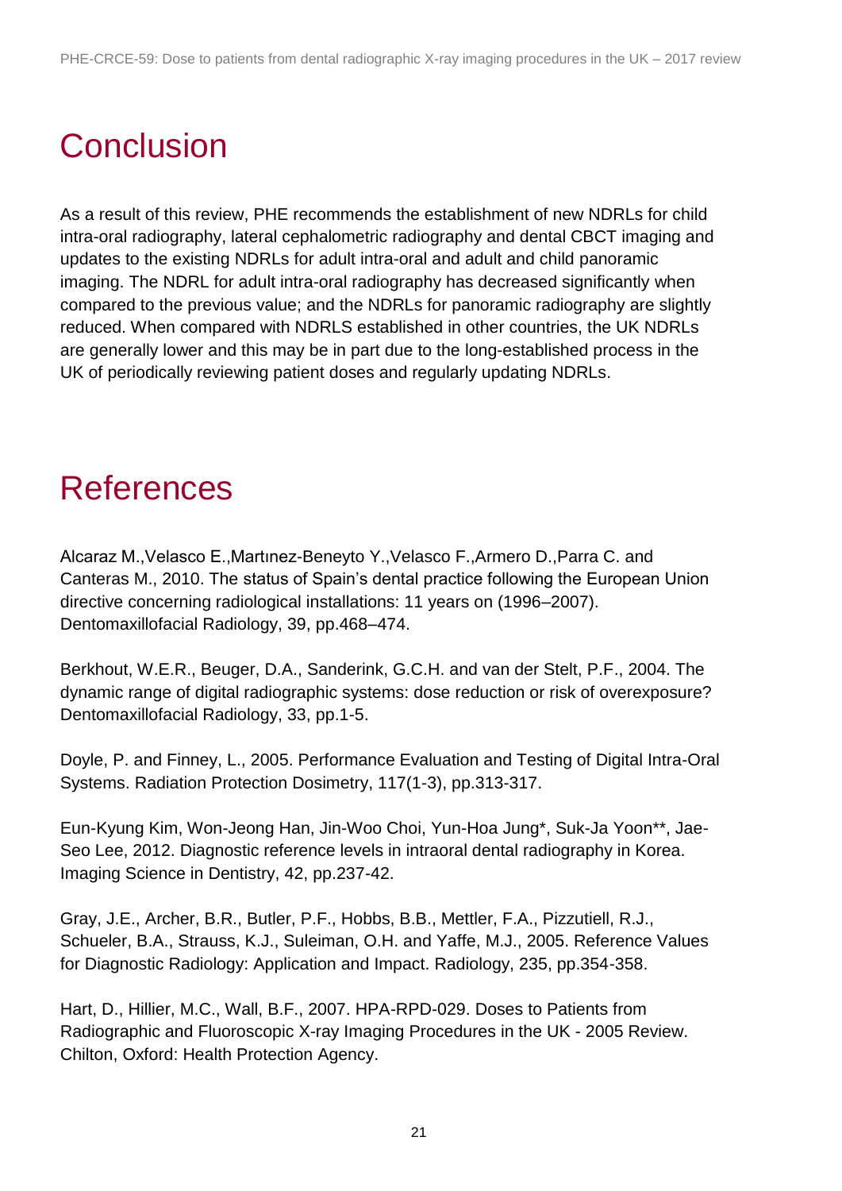# Conclusion

As a result of this review, PHE recommends the establishment of new NDRLs for child intra-oral radiography, lateral cephalometric radiography and dental CBCT imaging and updates to the existing NDRLs for adult intra-oral and adult and child panoramic imaging. The NDRL for adult intra-oral radiography has decreased significantly when compared to the previous value; and the NDRLs for panoramic radiography are slightly reduced. When compared with NDRLS established in other countries, the UK NDRLs are generally lower and this may be in part due to the long-established process in the UK of periodically reviewing patient doses and regularly updating NDRLs.

# References

Alcaraz M.,Velasco E.,Martınez-Beneyto Y.,Velasco F.,Armero D.,Parra C. and Canteras M., 2010. The status of Spain's dental practice following the European Union directive concerning radiological installations: 11 years on (1996–2007). Dentomaxillofacial Radiology, 39, pp.468–474.

Berkhout, W.E.R., Beuger, D.A., Sanderink, G.C.H. and van der Stelt, P.F., 2004. The dynamic range of digital radiographic systems: dose reduction or risk of overexposure? Dentomaxillofacial Radiology, 33, pp.1-5.

Doyle, P. and Finney, L., 2005. Performance Evaluation and Testing of Digital Intra-Oral Systems. Radiation Protection Dosimetry, 117(1-3), pp.313-317.

Eun-Kyung Kim, Won-Jeong Han, Jin-Woo Choi, Yun-Hoa Jung*, Suk-Ja Yoon**, Jae-Seo Lee, 2012. Diagnostic reference levels in intraoral dental radiography in Korea. Imaging Science in Dentistry, 42, pp.237-42.

Gray, J.E., Archer, B.R., Butler, P.F., Hobbs, B.B., Mettler, F.A., Pizzutiell, R.J., Schueler, B.A., Strauss, K.J., Suleiman, O.H. and Yaffe, M.J., 2005. Reference Values for Diagnostic Radiology: Application and Impact. Radiology, 235, pp.354-358.

Hart, D., Hillier, M.C., Wall, B.F., 2007. HPA-RPD-029. Doses to Patients from Radiographic and Fluoroscopic X-ray Imaging Procedures in the UK - 2005 Review. Chilton, Oxford: Health Protection Agency.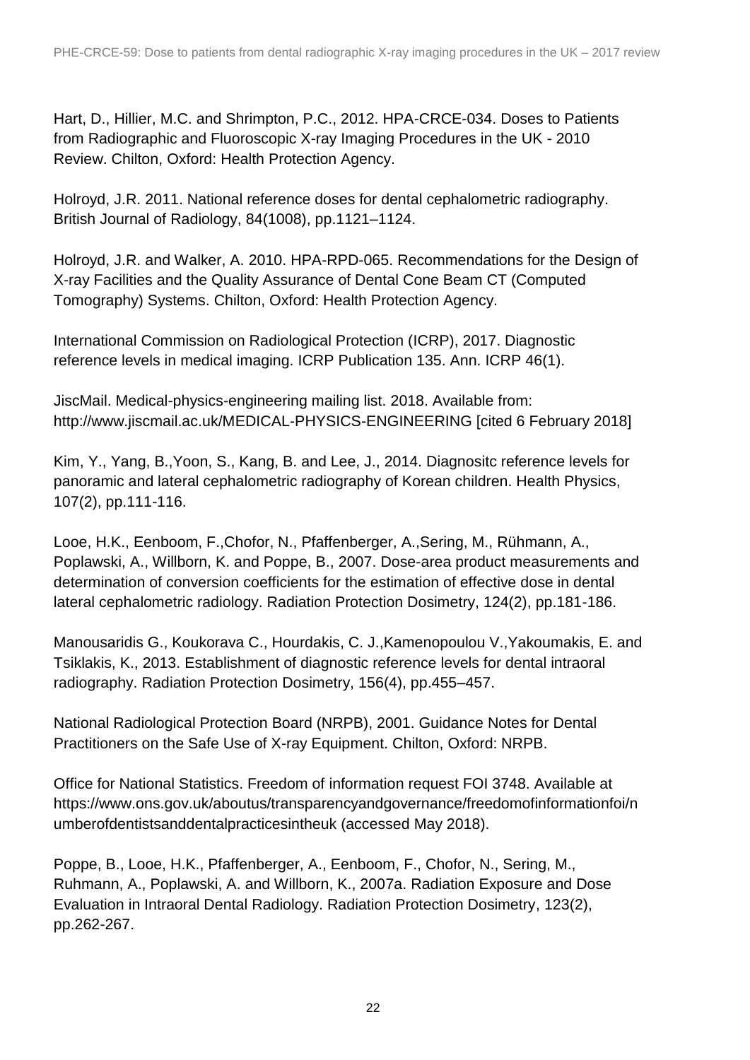Hart, D., Hillier, M.C. and Shrimpton, P.C., 2012. HPA-CRCE-034. Doses to Patients from Radiographic and Fluoroscopic X-ray Imaging Procedures in the UK - 2010 Review. Chilton, Oxford: Health Protection Agency.

Holroyd, J.R. 2011. National reference doses for dental cephalometric radiography. British Journal of Radiology, 84(1008), pp.1121–1124.

Holroyd, J.R. and Walker, A. 2010. HPA-RPD-065. Recommendations for the Design of X-ray Facilities and the Quality Assurance of Dental Cone Beam CT (Computed Tomography) Systems. Chilton, Oxford: Health Protection Agency.

International Commission on Radiological Protection (ICRP), 2017. Diagnostic reference levels in medical imaging. ICRP Publication 135. Ann. ICRP 46(1).

JiscMail. Medical-physics-engineering mailing list. 2018. Available from: http://www.jiscmail.ac.uk/MEDICAL-PHYSICS-ENGINEERING [cited 6 February 2018]

Kim, Y., Yang, B.,Yoon, S., Kang, B. and Lee, J., 2014. Diagnositc reference levels for panoramic and lateral cephalometric radiography of Korean children. Health Physics, 107(2), pp.111-116.

Looe, H.K., Eenboom, F.,Chofor, N., Pfaffenberger, A.,Sering, M., Rühmann, A., Poplawski, A., Willborn, K. and Poppe, B., 2007. Dose-area product measurements and determination of conversion coefficients for the estimation of effective dose in dental lateral cephalometric radiology. Radiation Protection Dosimetry, 124(2), pp.181-186.

Manousaridis G., Koukorava C., Hourdakis, C. J.,Kamenopoulou V.,Yakoumakis, E. and Tsiklakis, K., 2013. Establishment of diagnostic reference levels for dental intraoral radiography. Radiation Protection Dosimetry, 156(4), pp.455–457.

National Radiological Protection Board (NRPB), 2001. Guidance Notes for Dental Practitioners on the Safe Use of X-ray Equipment. Chilton, Oxford: NRPB.

Office for National Statistics. Freedom of information request FOI 3748. Available at https://www.ons.gov.uk/aboutus/transparencyandgovernance/freedomofinformationfoi/numberofdentistsanddentalpracticesintheuk (accessed May 2018).

Poppe, B., Looe, H.K., Pfaffenberger, A., Eenboom, F., Chofor, N., Sering, M., Ruhmann, A., Poplawski, A. and Willborn, K., 2007a. Radiation Exposure and Dose Evaluation in Intraoral Dental Radiology. Radiation Protection Dosimetry, 123(2), pp.262-267.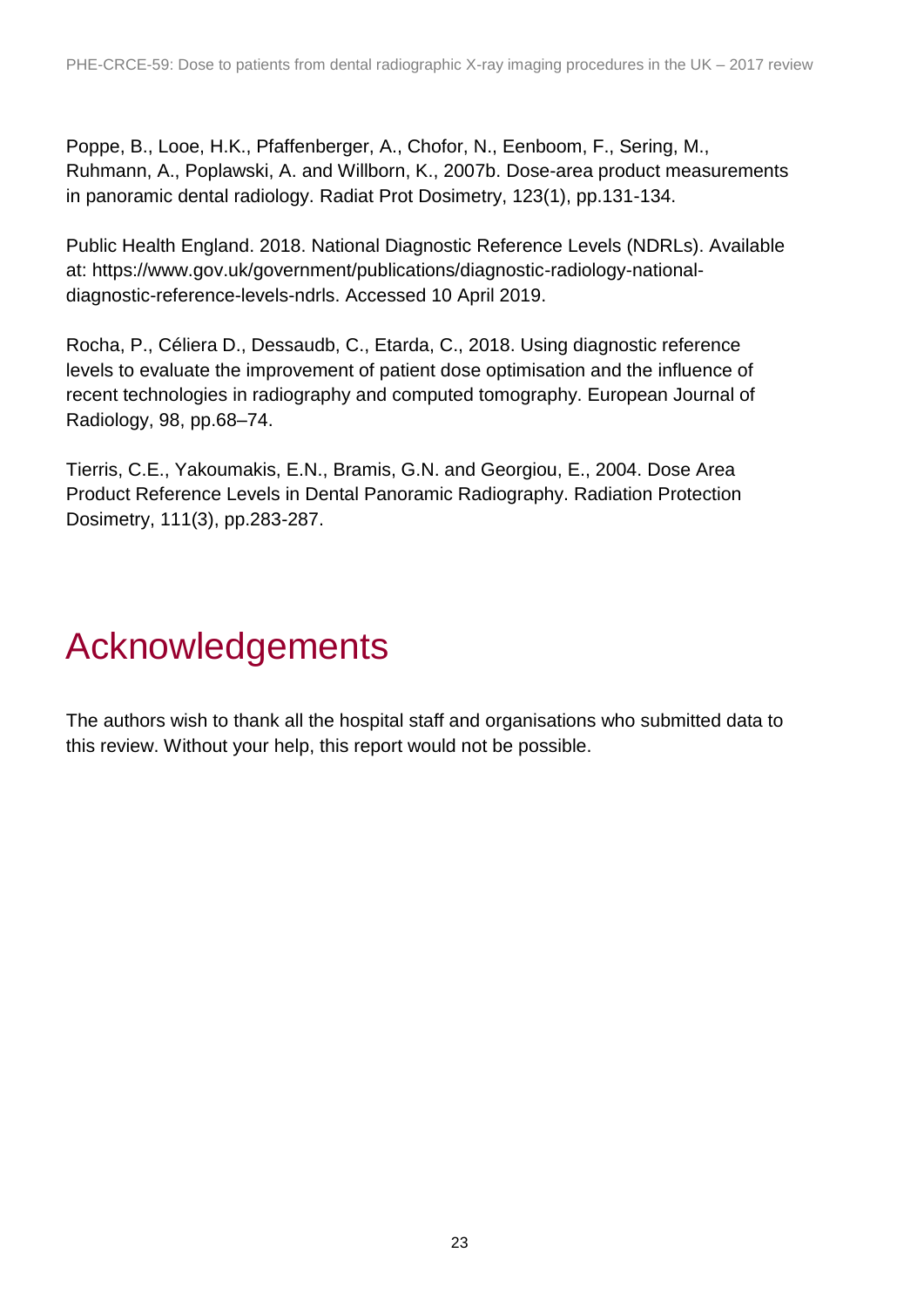Poppe, B., Looe, H.K., Pfaffenberger, A., Chofor, N., Eenboom, F., Sering, M., Ruhmann, A., Poplawski, A. and Willborn, K., 2007b. Dose-area product measurements in panoramic dental radiology. Radiat Prot Dosimetry, 123(1), pp.131-134.

Public Health England. 2018. National Diagnostic Reference Levels (NDRLs). Available at: https://www.gov.uk/government/publications/diagnostic-radiology-national-diagnostic-reference-levels-ndrls. Accessed 10 April 2019.

Rocha, P., Céliera D., Dessaudb, C., Etarda, C., 2018. Using diagnostic reference levels to evaluate the improvement of patient dose optimisation and the influence of recent technologies in radiography and computed tomography. European Journal of Radiology, 98, pp.68–74.

Tierris, C.E., Yakoumakis, E.N., Bramis, G.N. and Georgiou, E., 2004. Dose Area Product Reference Levels in Dental Panoramic Radiography. Radiation Protection Dosimetry, 111(3), pp.283-287.

# Acknowledgements

The authors wish to thank all the hospital staff and organisations who submitted data to this review. Without your help, this report would not be possible.